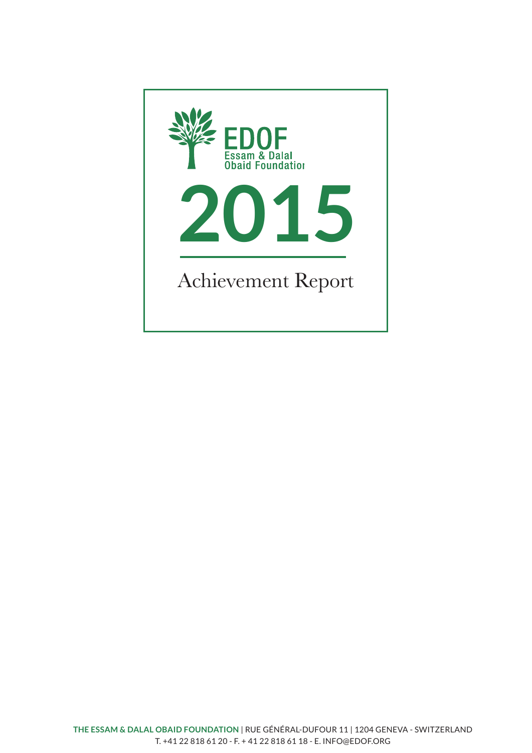EDOF

Essam & Dalal Obaid Foundation

# 2015

## Achievement Report

**THE ESSAM & DALAL OBAID FOUNDATION** | RUE GÉNÉRAL-DUFOUR 11 | 1204 GENEVA - SWITZERLAND
T. +41 22 818 61 20 - F. + 41 22 818 61 18 - E. INFO@EDOF.ORG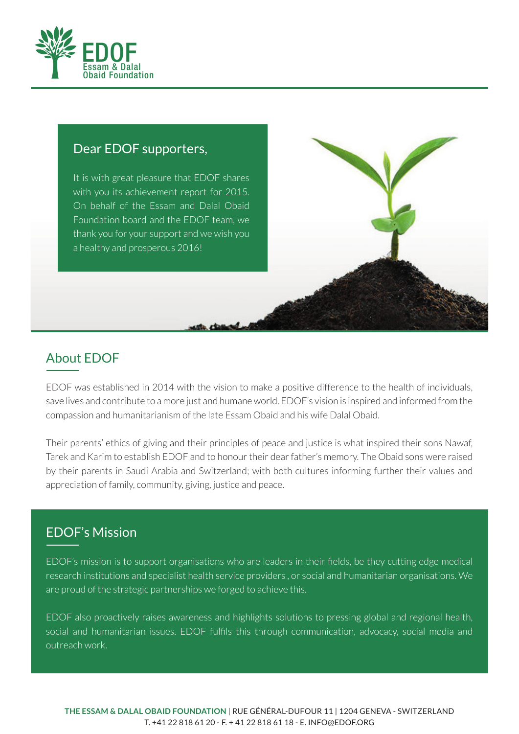# EDOF
Essam & Dalal Obaid Foundation

## Dear EDOF supporters,

It is with great pleasure that EDOF shares with you its achievement report for 2015. On behalf of the Essam and Dalal Obaid Foundation board and the EDOF team, we thank you for your support and we wish you a healthy and prosperous 2016!

## About EDOF

EDOF was established in 2014 with the vision to make a positive difference to the health of individuals, save lives and contribute to a more just and humane world. EDOF's vision is inspired and informed from the compassion and humanitarianism of the late Essam Obaid and his wife Dalal Obaid.

Their parents' ethics of giving and their principles of peace and justice is what inspired their sons Nawaf, Tarek and Karim to establish EDOF and to honour their dear father's memory. The Obaid sons were raised by their parents in Saudi Arabia and Switzerland; with both cultures informing further their values and appreciation of family, community, giving, justice and peace.

## EDOF's Mission

EDOF's mission is to support organisations who are leaders in their fields, be they cutting edge medical research institutions and specialist health service providers , or social and humanitarian organisations. We are proud of the strategic partnerships we forged to achieve this.

EDOF also proactively raises awareness and highlights solutions to pressing global and regional health, social and humanitarian issues. EDOF fulfils this through communication, advocacy, social media and outreach work.

**THE ESSAM & DALAL OBAID FOUNDATION** | RUE GÉNÉRAL-DUFOUR 11 | 1204 GENEVA - SWITZERLAND
T. +41 22 818 61 20 - F. + 41 22 818 61 18 - E. INFO@EDOF.ORG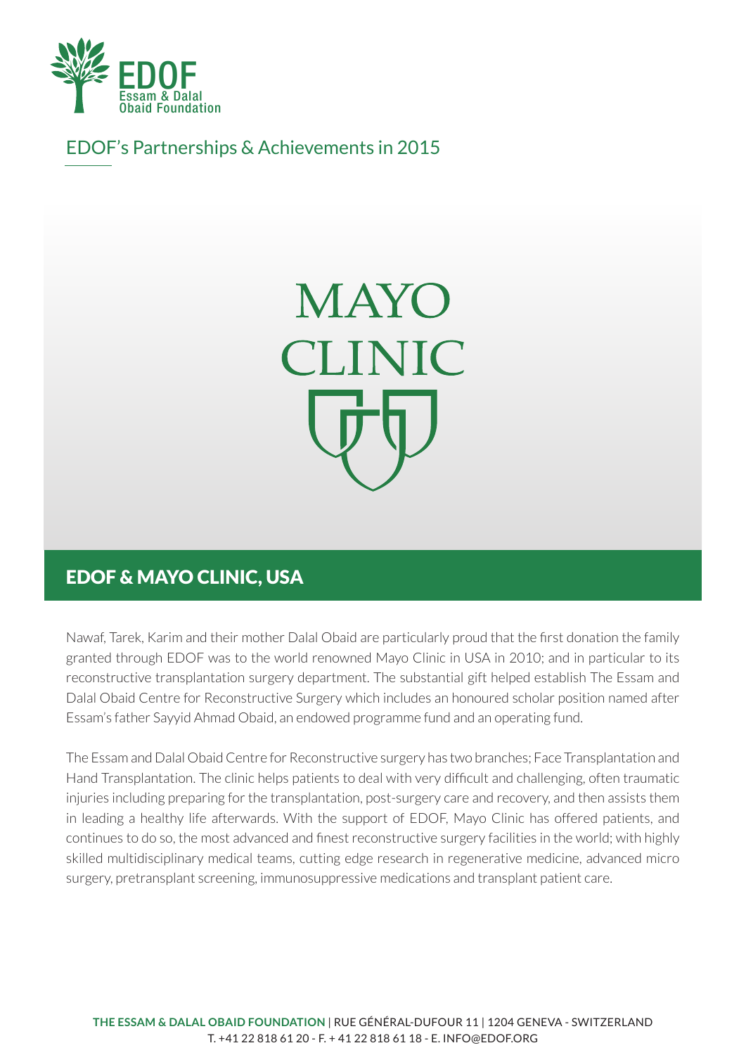EDOF's Partnerships & Achievements in 2015

MAYO CLINIC

## EDOF & MAYO CLINIC, USA

Nawaf, Tarek, Karim and their mother Dalal Obaid are particularly proud that the first donation the family granted through EDOF was to the world renowned Mayo Clinic in USA in 2010; and in particular to its reconstructive transplantation surgery department. The substantial gift helped establish The Essam and Dalal Obaid Centre for Reconstructive Surgery which includes an honoured scholar position named after Essam's father Sayyid Ahmad Obaid, an endowed programme fund and an operating fund.

The Essam and Dalal Obaid Centre for Reconstructive surgery has two branches; Face Transplantation and Hand Transplantation. The clinic helps patients to deal with very difficult and challenging, often traumatic injuries including preparing for the transplantation, post-surgery care and recovery, and then assists them in leading a healthy life afterwards. With the support of EDOF, Mayo Clinic has offered patients, and continues to do so, the most advanced and finest reconstructive surgery facilities in the world; with highly skilled multidisciplinary medical teams, cutting edge research in regenerative medicine, advanced micro surgery, pretransplant screening, immunosuppressive medications and transplant patient care.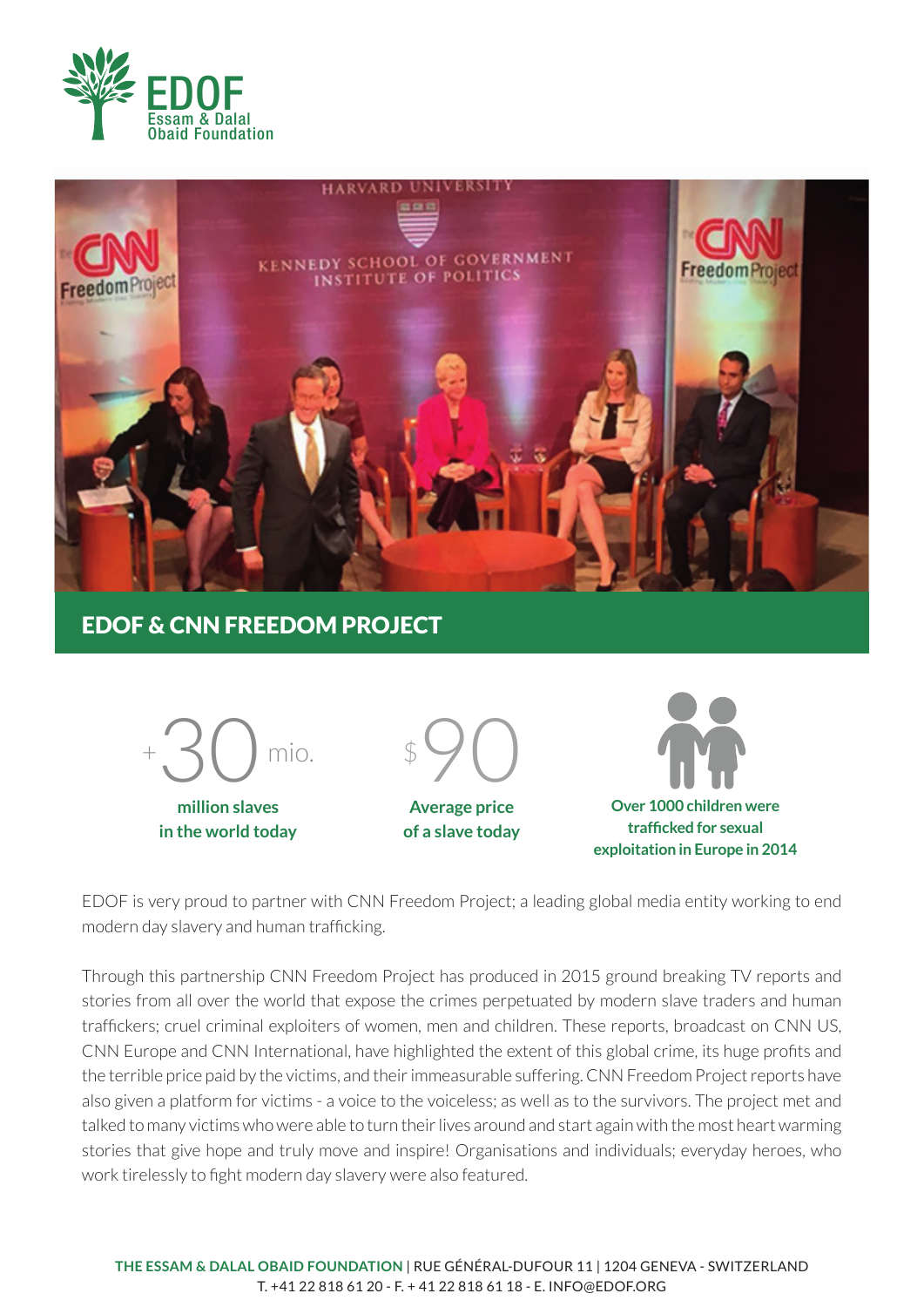# EDOF & CNN FREEDOM PROJECT

+30 mio.

**million slaves in the world today**

$90

**Average price of a slave today**

**Over 1000 children were trafficked for sexual exploitation in Europe in 2014**

EDOF is very proud to partner with CNN Freedom Project; a leading global media entity working to end modern day slavery and human trafficking.

Through this partnership CNN Freedom Project has produced in 2015 ground breaking TV reports and stories from all over the world that expose the crimes perpetuated by modern slave traders and human traffickers; cruel criminal exploiters of women, men and children. These reports, broadcast on CNN US, CNN Europe and CNN International, have highlighted the extent of this global crime, its huge profits and the terrible price paid by the victims, and their immeasurable suffering. CNN Freedom Project reports have also given a platform for victims - a voice to the voiceless; as well as to the survivors. The project met and talked to many victims who were able to turn their lives around and start again with the most heart warming stories that give hope and truly move and inspire! Organisations and individuals; everyday heroes, who work tirelessly to fight modern day slavery were also featured.

**THE ESSAM & DALAL OBAID FOUNDATION** | RUE GÉNÉRAL-DUFOUR 11 | 1204 GENEVA - SWITZERLAND
T. +41 22 818 61 20 - F. + 41 22 818 61 18 - E. INFO@EDOF.ORG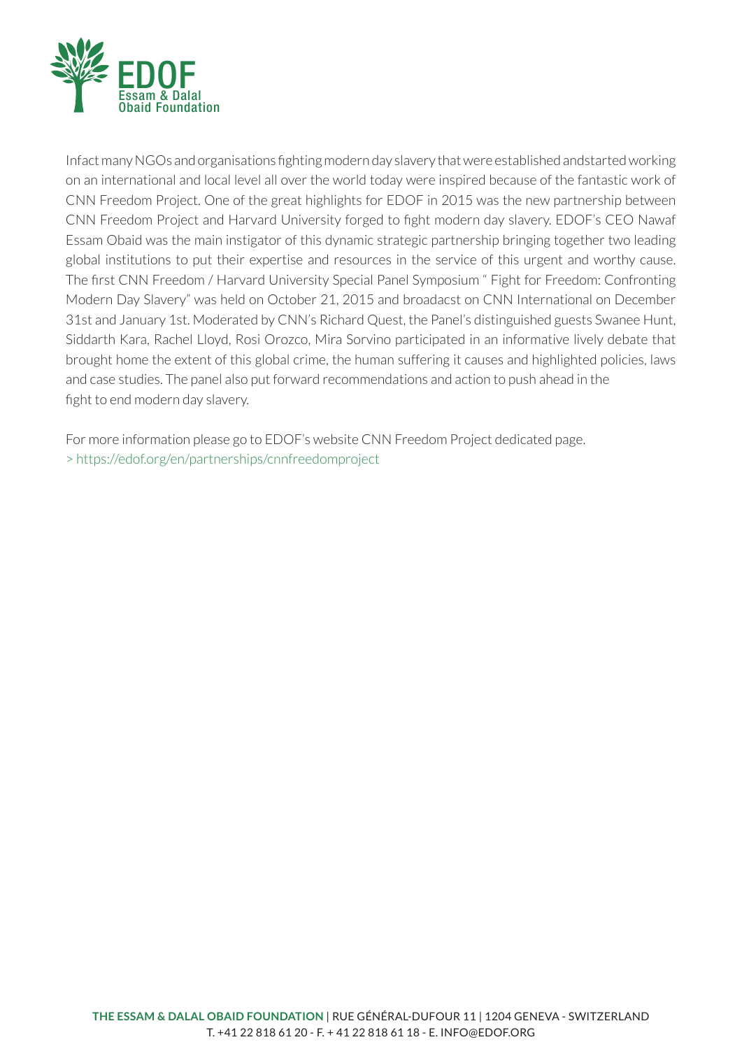Infact many NGOs and organisations fighting modern day slavery that were established andstarted working on an international and local level all over the world today were inspired because of the fantastic work of CNN Freedom Project. One of the great highlights for EDOF in 2015 was the new partnership between CNN Freedom Project and Harvard University forged to fight modern day slavery. EDOF's CEO Nawaf Essam Obaid was the main instigator of this dynamic strategic partnership bringing together two leading global institutions to put their expertise and resources in the service of this urgent and worthy cause. The first CNN Freedom / Harvard University Special Panel Symposium " Fight for Freedom: Confronting Modern Day Slavery" was held on October 21, 2015 and broadacst on CNN International on December 31st and January 1st. Moderated by CNN's Richard Quest, the Panel's distinguished guests Swanee Hunt, Siddarth Kara, Rachel Lloyd, Rosi Orozco, Mira Sorvino participated in an informative lively debate that brought home the extent of this global crime, the human suffering it causes and highlighted policies, laws and case studies. The panel also put forward recommendations and action to push ahead in the fight to end modern day slavery.

For more information please go to EDOF's website CNN Freedom Project dedicated page.
> https://edof.org/en/partnerships/cnnfreedomproject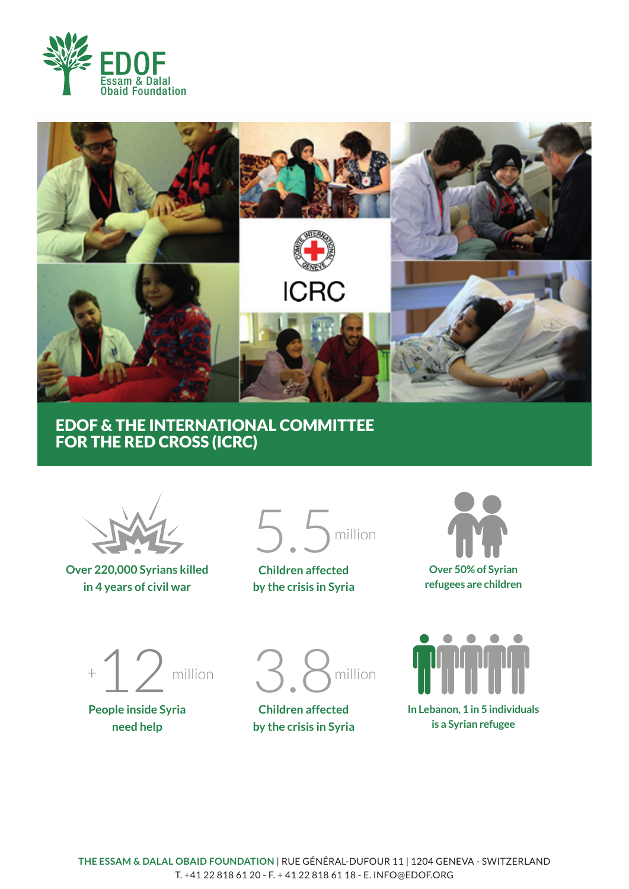EDOF
Essam & Dalal
Obaid Foundation

ICRC

## EDOF & THE INTERNATIONAL COMMITTEE FOR THE RED CROSS (ICRC)

**Over 220,000 Syrians killed in 4 years of civil war**

5.5 million

**Children affected by the crisis in Syria**

**Over 50% of Syrian refugees are children**

+12 million

**People inside Syria need help**

3.8 million

**Children affected by the crisis in Syria**

**In Lebanon, 1 in 5 individuals is a Syrian refugee**

**THE ESSAM & DALAL OBAID FOUNDATION** | RUE GÉNÉRAL-DUFOUR 11 | 1204 GENEVA - SWITZERLAND
T. +41 22 818 61 20 - F. + 41 22 818 61 18 - E. INFO@EDOF.ORG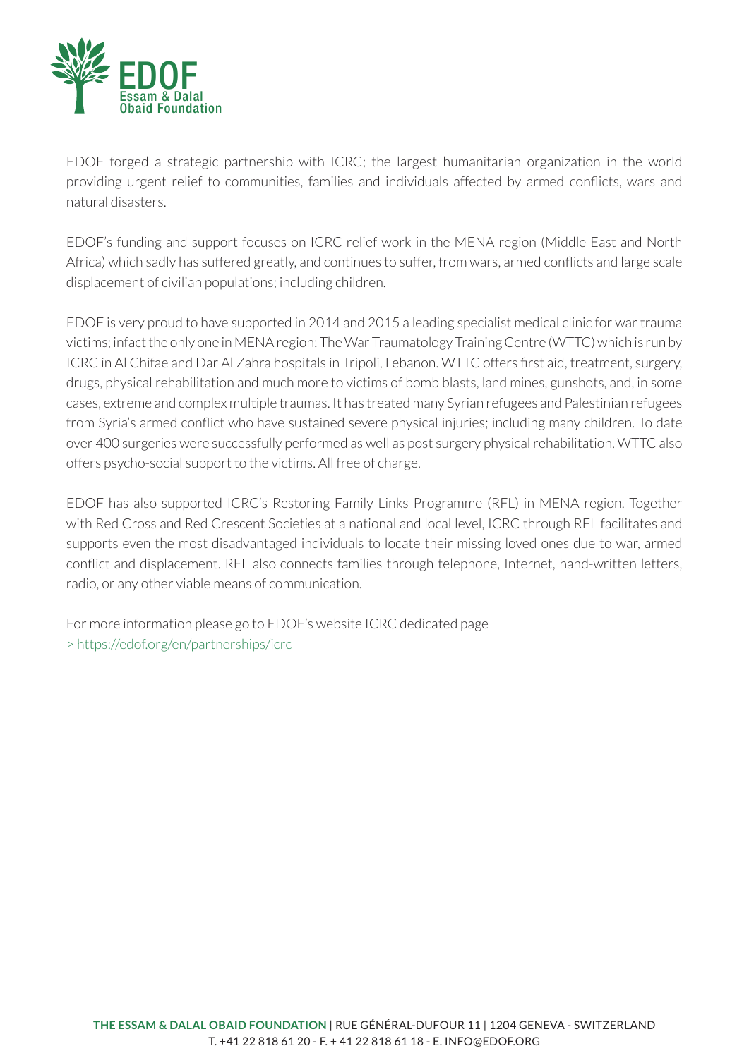EDOF forged a strategic partnership with ICRC; the largest humanitarian organization in the world providing urgent relief to communities, families and individuals affected by armed conflicts, wars and natural disasters.

EDOF's funding and support focuses on ICRC relief work in the MENA region (Middle East and North Africa) which sadly has suffered greatly, and continues to suffer, from wars, armed conflicts and large scale displacement of civilian populations; including children.

EDOF is very proud to have supported in 2014 and 2015 a leading specialist medical clinic for war trauma victims; infact the only one in MENA region: The War Traumatology Training Centre (WTTC) which is run by ICRC in Al Chifae and Dar Al Zahra hospitals in Tripoli, Lebanon. WTTC offers first aid, treatment, surgery, drugs, physical rehabilitation and much more to victims of bomb blasts, land mines, gunshots, and, in some cases, extreme and complex multiple traumas. It has treated many Syrian refugees and Palestinian refugees from Syria's armed conflict who have sustained severe physical injuries; including many children. To date over 400 surgeries were successfully performed as well as post surgery physical rehabilitation. WTTC also offers psycho-social support to the victims. All free of charge.

EDOF has also supported ICRC's Restoring Family Links Programme (RFL) in MENA region. Together with Red Cross and Red Crescent Societies at a national and local level, ICRC through RFL facilitates and supports even the most disadvantaged individuals to locate their missing loved ones due to war, armed conflict and displacement. RFL also connects families through telephone, Internet, hand-written letters, radio, or any other viable means of communication.

For more information please go to EDOF's website ICRC dedicated page
> https://edof.org/en/partnerships/icrc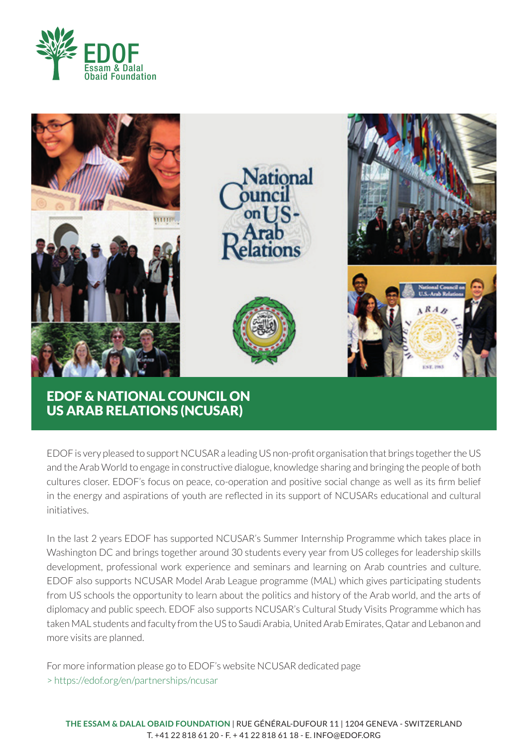# EDOF & NATIONAL COUNCIL ON US ARAB RELATIONS (NCUSAR)

EDOF is very pleased to support NCUSAR a leading US non-profit organisation that brings together the US and the Arab World to engage in constructive dialogue, knowledge sharing and bringing the people of both cultures closer. EDOF's focus on peace, co-operation and positive social change as well as its firm belief in the energy and aspirations of youth are reflected in its support of NCUSARs educational and cultural initiatives.

In the last 2 years EDOF has supported NCUSAR's Summer Internship Programme which takes place in Washington DC and brings together around 30 students every year from US colleges for leadership skills development, professional work experience and seminars and learning on Arab countries and culture. EDOF also supports NCUSAR Model Arab League programme (MAL) which gives participating students from US schools the opportunity to learn about the politics and history of the Arab world, and the arts of diplomacy and public speech. EDOF also supports NCUSAR's Cultural Study Visits Programme which has taken MAL students and faculty from the US to Saudi Arabia, United Arab Emirates, Qatar and Lebanon and more visits are planned.

For more information please go to EDOF's website NCUSAR dedicated page
> https://edof.org/en/partnerships/ncusar

**THE ESSAM & DALAL OBAID FOUNDATION** | RUE GÉNÉRAL-DUFOUR 11 | 1204 GENEVA - SWITZERLAND
T. +41 22 818 61 20 - F. + 41 22 818 61 18 - E. INFO@EDOF.ORG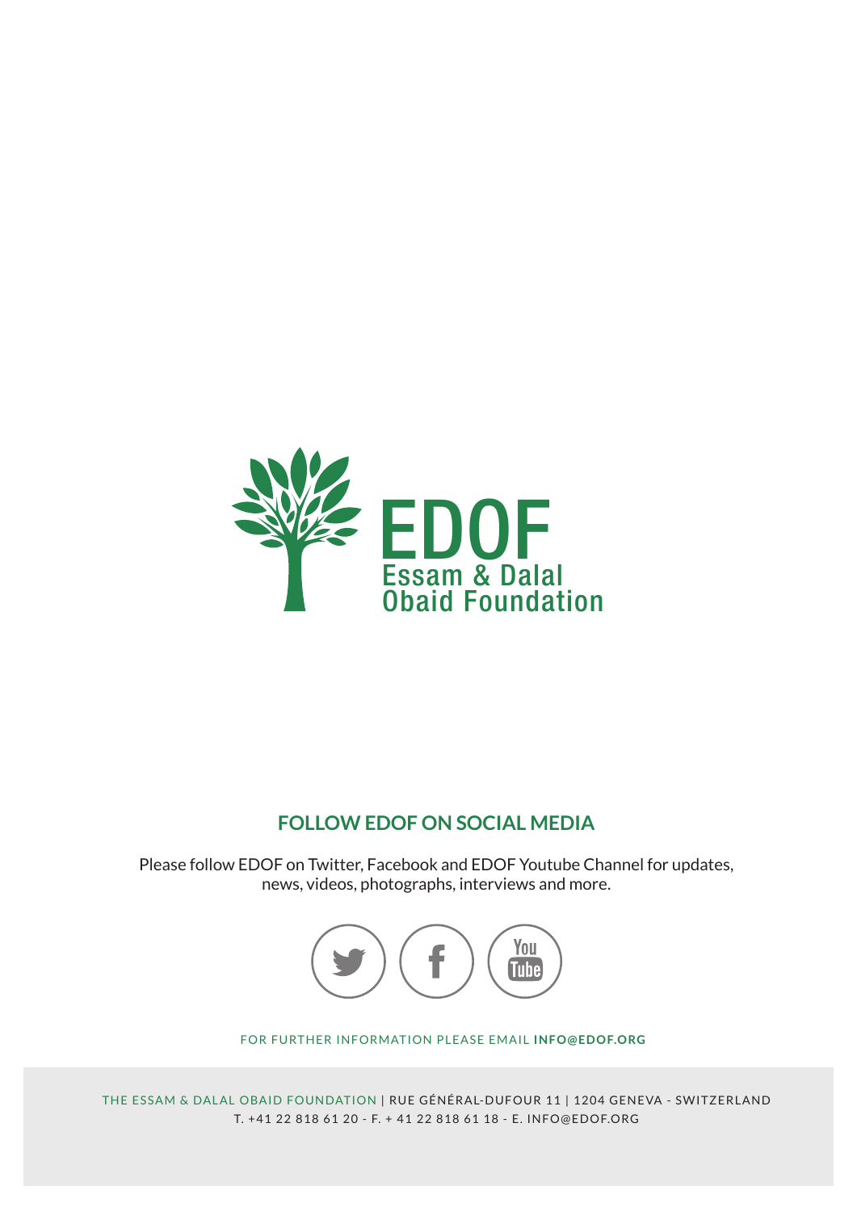EDOF
Essam & Dalal
Obaid Foundation

## FOLLOW EDOF ON SOCIAL MEDIA

Please follow EDOF on Twitter, Facebook and EDOF Youtube Channel for updates, news, videos, photographs, interviews and more.

FOR FURTHER INFORMATION PLEASE EMAIL **INFO@EDOF.ORG**

THE ESSAM & DALAL OBAID FOUNDATION | RUE GÉNÉRAL-DUFOUR 11 | 1204 GENEVA - SWITZERLAND
T. +41 22 818 61 20 - F. + 41 22 818 61 18 - E. INFO@EDOF.ORG